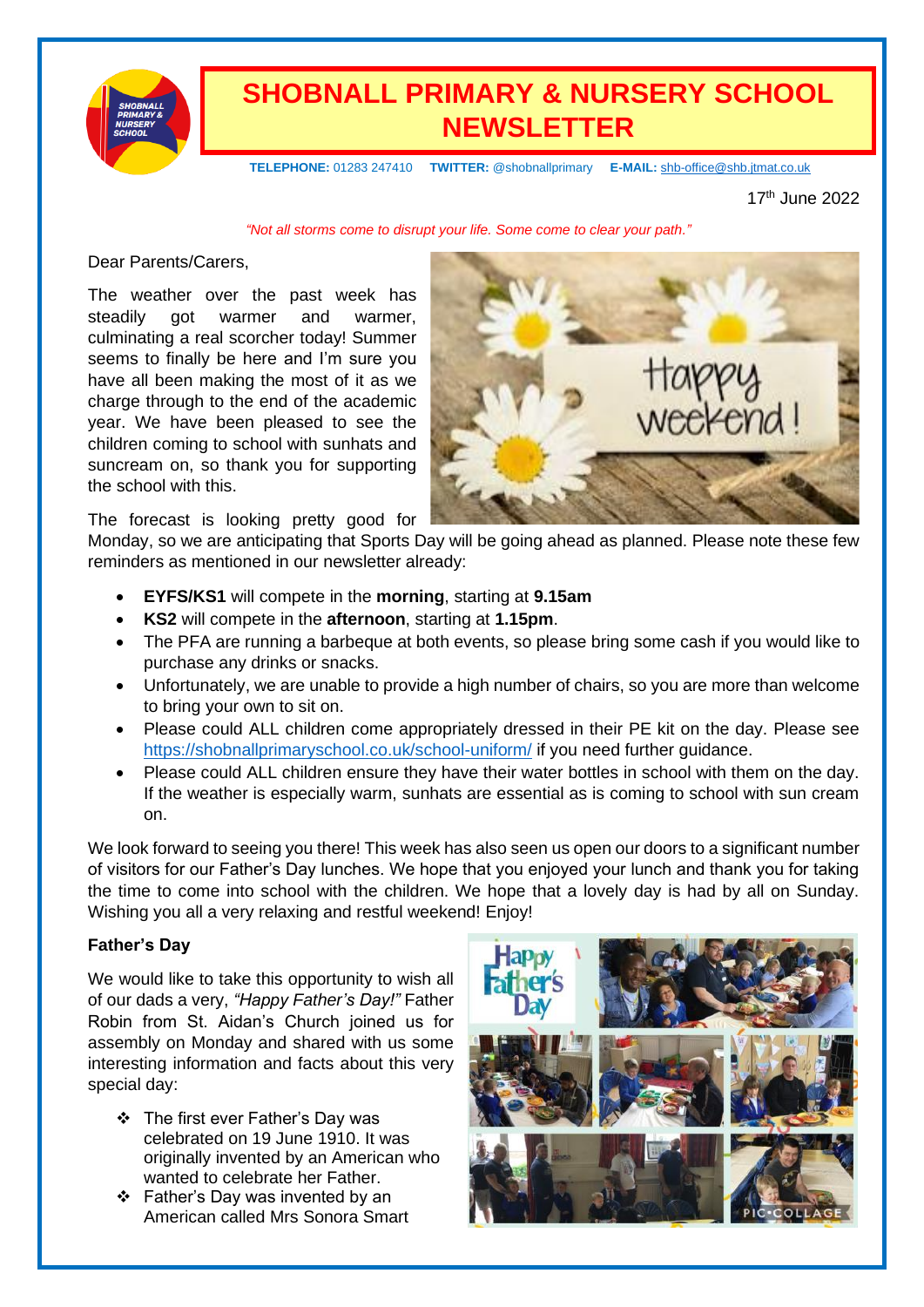# SHOBNALL PRIMARY & NURSERY SCHOOL NEWSLETTER

**TELEPHONE:** 01283 247410 **TWITTER:** @shobnallprimary **E-MAIL:** shb-office@shb.jtmat.co.uk

17th June 2022

*"Not all storms come to disrupt your life. Some come to clear your path."*

Dear Parents/Carers,

The weather over the past week has steadily got warmer and warmer, culminating a real scorcher today! Summer seems to finally be here and I'm sure you have all been making the most of it as we charge through to the end of the academic year. We have been pleased to see the children coming to school with sunhats and suncream on, so thank you for supporting the school with this.

The forecast is looking pretty good for Monday, so we are anticipating that Sports Day will be going ahead as planned. Please note these few reminders as mentioned in our newsletter already:

- **EYFS/KS1** will compete in the **morning**, starting at **9.15am**
- **KS2** will compete in the **afternoon**, starting at **1.15pm**.
- The PFA are running a barbeque at both events, so please bring some cash if you would like to purchase any drinks or snacks.
- Unfortunately, we are unable to provide a high number of chairs, so you are more than welcome to bring your own to sit on.
- Please could ALL children come appropriately dressed in their PE kit on the day. Please see https://shobnallprimaryschool.co.uk/school-uniform/ if you need further guidance.
- Please could ALL children ensure they have their water bottles in school with them on the day. If the weather is especially warm, sunhats are essential as is coming to school with sun cream on.

We look forward to seeing you there! This week has also seen us open our doors to a significant number of visitors for our Father's Day lunches. We hope that you enjoyed your lunch and thank you for taking the time to come into school with the children. We hope that a lovely day is had by all on Sunday. Wishing you all a very relaxing and restful weekend! Enjoy!

**Father's Day**

We would like to take this opportunity to wish all of our dads a very, *"Happy Father's Day!"* Father Robin from St. Aidan's Church joined us for assembly on Monday and shared with us some interesting information and facts about this very special day:

- The first ever Father's Day was celebrated on 19 June 1910. It was originally invented by an American who wanted to celebrate her Father.
- Father's Day was invented by an American called Mrs Sonora Smart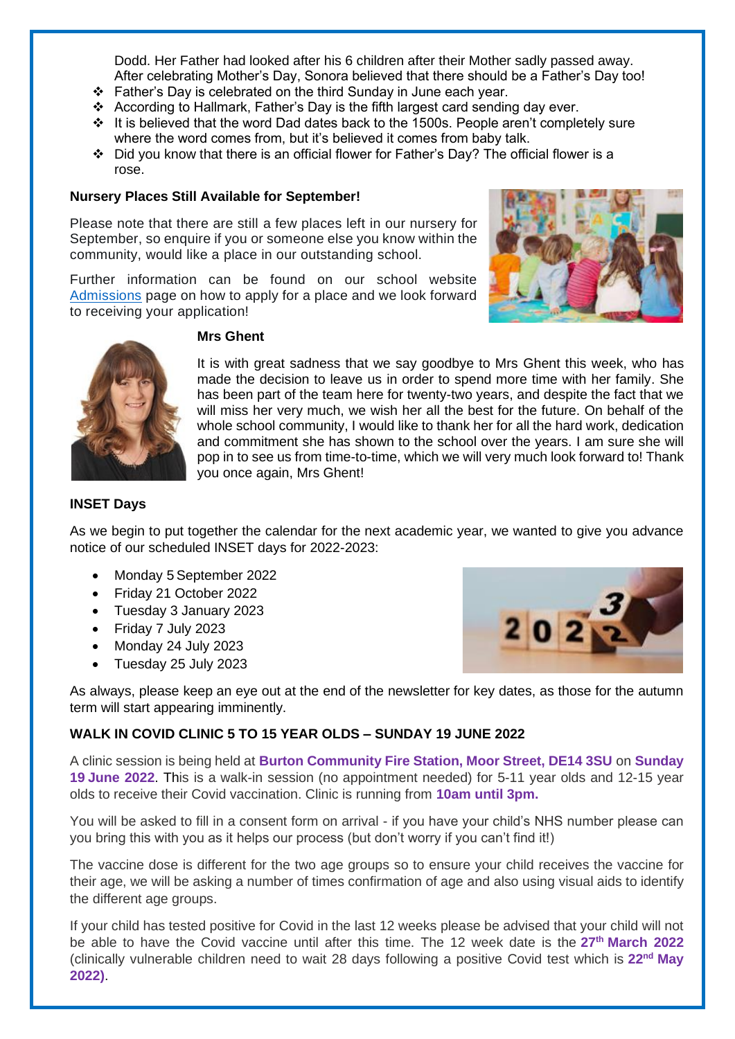Dodd. Her Father had looked after his 6 children after their Mother sadly passed away. After celebrating Mother's Day, Sonora believed that there should be a Father's Day too!

- Father's Day is celebrated on the third Sunday in June each year.
- According to Hallmark, Father's Day is the fifth largest card sending day ever.
- It is believed that the word Dad dates back to the 1500s. People aren't completely sure where the word comes from, but it's believed it comes from baby talk.
- Did you know that there is an official flower for Father's Day? The official flower is a rose.

**Nursery Places Still Available for September!**

Please note that there are still a few places left in our nursery for September, so enquire if you or someone else you know within the community, would like a place in our outstanding school.

Further information can be found on our school website Admissions page on how to apply for a place and we look forward to receiving your application!

**Mrs Ghent**

It is with great sadness that we say goodbye to Mrs Ghent this week, who has made the decision to leave us in order to spend more time with her family. She has been part of the team here for twenty-two years, and despite the fact that we will miss her very much, we wish her all the best for the future. On behalf of the whole school community, I would like to thank her for all the hard work, dedication and commitment she has shown to the school over the years. I am sure she will pop in to see us from time-to-time, which we will very much look forward to! Thank you once again, Mrs Ghent!

**INSET Days**

As we begin to put together the calendar for the next academic year, we wanted to give you advance notice of our scheduled INSET days for 2022-2023:

- Monday 5 September 2022
- Friday 21 October 2022
- Tuesday 3 January 2023
- Friday 7 July 2023
- Monday 24 July 2023
- Tuesday 25 July 2023

As always, please keep an eye out at the end of the newsletter for key dates, as those for the autumn term will start appearing imminently.

**WALK IN COVID CLINIC 5 TO 15 YEAR OLDS – SUNDAY 19 JUNE 2022**

A clinic session is being held at **Burton Community Fire Station, Moor Street, DE14 3SU** on **Sunday 19 June 2022**. This is a walk-in session (no appointment needed) for 5-11 year olds and 12-15 year olds to receive their Covid vaccination. Clinic is running from **10am until 3pm.**

You will be asked to fill in a consent form on arrival - if you have your child's NHS number please can you bring this with you as it helps our process (but don't worry if you can't find it!)

The vaccine dose is different for the two age groups so to ensure your child receives the vaccine for their age, we will be asking a number of times confirmation of age and also using visual aids to identify the different age groups.

If your child has tested positive for Covid in the last 12 weeks please be advised that your child will not be able to have the Covid vaccine until after this time. The 12 week date is the **27th March 2022** (clinically vulnerable children need to wait 28 days following a positive Covid test which is **22nd May 2022)**.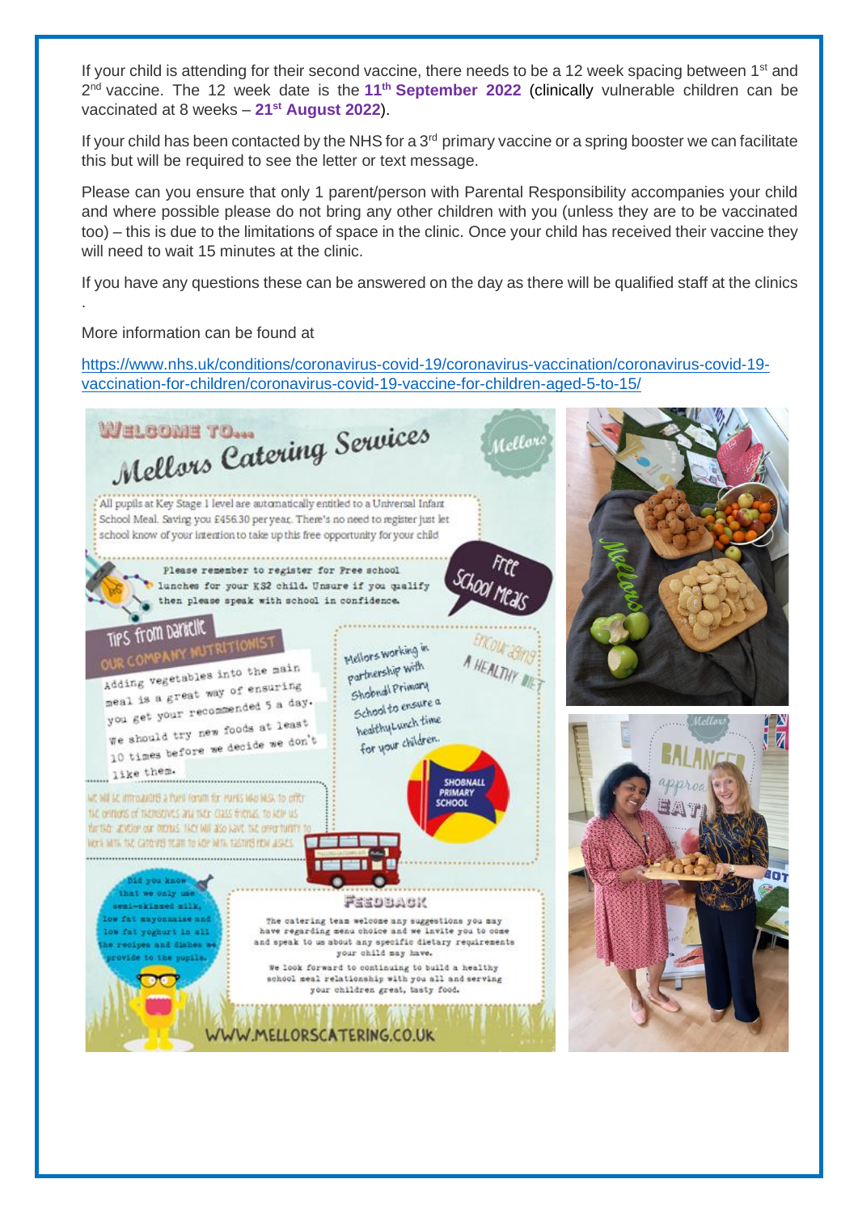If your child is attending for their second vaccine, there needs to be a 12 week spacing between 1st and 2nd vaccine. The 12 week date is the **11th September 2022** (clinically vulnerable children can be vaccinated at 8 weeks – **21st August 2022**).

If your child has been contacted by the NHS for a 3rd primary vaccine or a spring booster we can facilitate this but will be required to see the letter or text message.

Please can you ensure that only 1 parent/person with Parental Responsibility accompanies your child and where possible please do not bring any other children with you (unless they are to be vaccinated too) – this is due to the limitations of space in the clinic. Once your child has received their vaccine they will need to wait 15 minutes at the clinic.

If you have any questions these can be answered on the day as there will be qualified staff at the clinics .

More information can be found at

https://www.nhs.uk/conditions/coronavirus-covid-19/coronavirus-vaccination/coronavirus-covid-19-vaccination-for-children/coronavirus-covid-19-vaccine-for-children-aged-5-to-15/

## Welcome to... Mellors Catering Services

All pupils at Key Stage 1 level are automatically entitled to a Universal Infant School Meal. Saving you £456.30 per year. There's no need to register just let school know of your intention to take up this free opportunity for your child

**Free School Meals**

Please remember to register for Free school lunches for your KS2 child. Unsure if you qualify then please speak with school in confidence.

### Tips from Danielle – Our Company Nutritionist

Adding vegetables into the main meal is a great way of ensuring you get your recommended 5 a day.

We should try new foods at least 10 times before we decide we don't like them.

**Encouraging a healthy diet**

Mellors working in partnership with Shobnall Primary School to ensure a healthy lunch time for your children.

We will be introducing a Pupil Forum for pupils who wish to offer the opinions of themselves and their class friends, to help us further develop our menus. They will also have the opportunity to work with the catering team to help with tasting new dishes.

Did you know that we only use semi-skimmed milk, low fat mayonnaise and low fat yoghurt in all the recipes and dishes we provide to the pupils.

### Feedback

The catering team welcome any suggestions you may have regarding menu choice and we invite you to come and speak to us about any specific dietary requirements your child may have.

We look forward to continuing to build a healthy school meal relationship with you all and serving your children great, tasty food.

WWW.MELLORSCATERING.CO.UK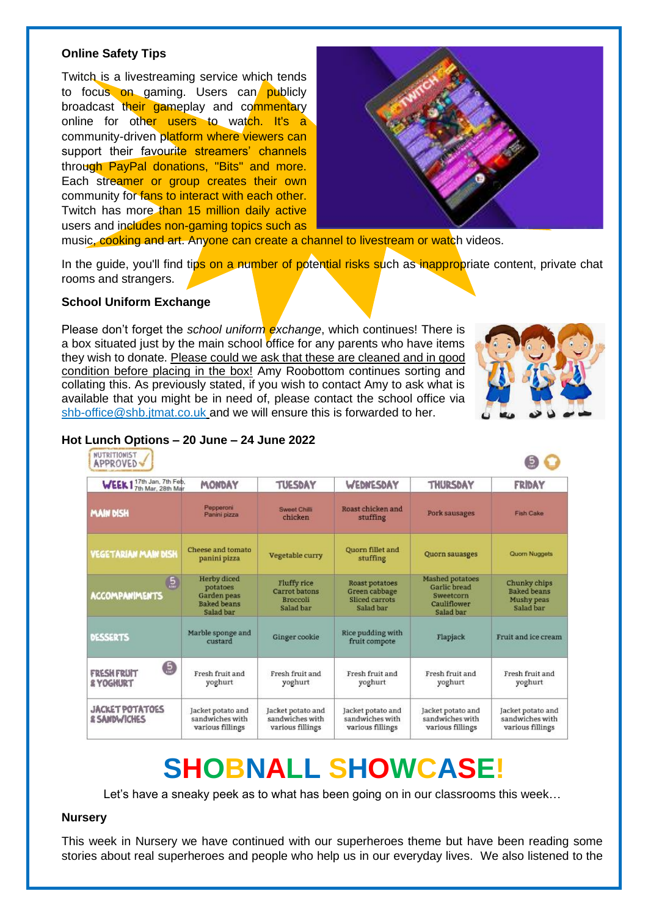**Online Safety Tips**

Twitch is a livestreaming service which tends to focus on gaming. Users can publicly broadcast their gameplay and commentary online for other users to watch. It's a community-driven platform where viewers can support their favourite streamers' channels through PayPal donations, "Bits" and more. Each streamer or group creates their own community for fans to interact with each other. Twitch has more than 15 million daily active users and includes non-gaming topics such as music, cooking and art. Anyone can create a channel to livestream or watch videos.

In the guide, you'll find tips on a number of potential risks such as inappropriate content, private chat rooms and strangers.

**School Uniform Exchange**

Please don't forget the *school uniform exchange*, which continues! There is a box situated just by the main school office for any parents who have items they wish to donate. Please could we ask that these are cleaned and in good condition before placing in the box! Amy Roobottom continues sorting and collating this. As previously stated, if you wish to contact Amy to ask what is available that you might be in need of, please contact the school office via shb-office@shb.jtmat.co.uk and we will ensure this is forwarded to her.

**Hot Lunch Options – 20 June – 24 June 2022**

NUTRITIONIST APPROVED

| WEEK 1 17th Jan, 7th Feb, 7th Mar, 28th Mar | MONDAY | TUESDAY | WEDNESDAY | THURSDAY | FRIDAY |
|---|---|---|---|---|---|
| MAIN DISH | Pepperoni Panini pizza | Sweet Chilli chicken | Roast chicken and stuffing | Pork sausages | Fish Cake |
| VEGETARIAN MAIN DISH | Cheese and tomato panini pizza | Vegetable curry | Quorn fillet and stuffing | Quorn sausages | Quorn Nuggets |
| ACCOMPANIMENTS | Herby diced potatoes<br>Garden peas<br>Baked beans<br>Salad bar | Fluffy rice<br>Carrot batons<br>Broccoli<br>Salad bar | Roast potatoes<br>Green cabbage<br>Sliced carrots<br>Salad bar | Mashed potatoes<br>Garlic bread<br>Sweetcorn<br>Cauliflower<br>Salad bar | Chunky chips<br>Baked beans<br>Mushy peas<br>Salad bar |
| DESSERTS | Marble sponge and custard | Ginger cookie | Rice pudding with fruit compote | Flapjack | Fruit and ice cream |
| FRESH FRUIT & YOGHURT | Fresh fruit and yoghurt | Fresh fruit and yoghurt | Fresh fruit and yoghurt | Fresh fruit and yoghurt | Fresh fruit and yoghurt |
| JACKET POTATOES & SANDWICHES | Jacket potato and sandwiches with various fillings | Jacket potato and sandwiches with various fillings | Jacket potato and sandwiches with various fillings | Jacket potato and sandwiches with various fillings | Jacket potato and sandwiches with various fillings |

# SHOBNALL SHOWCASE!

Let's have a sneaky peek as to what has been going on in our classrooms this week…

**Nursery**

This week in Nursery we have continued with our superheroes theme but have been reading some stories about real superheroes and people who help us in our everyday lives. We also listened to the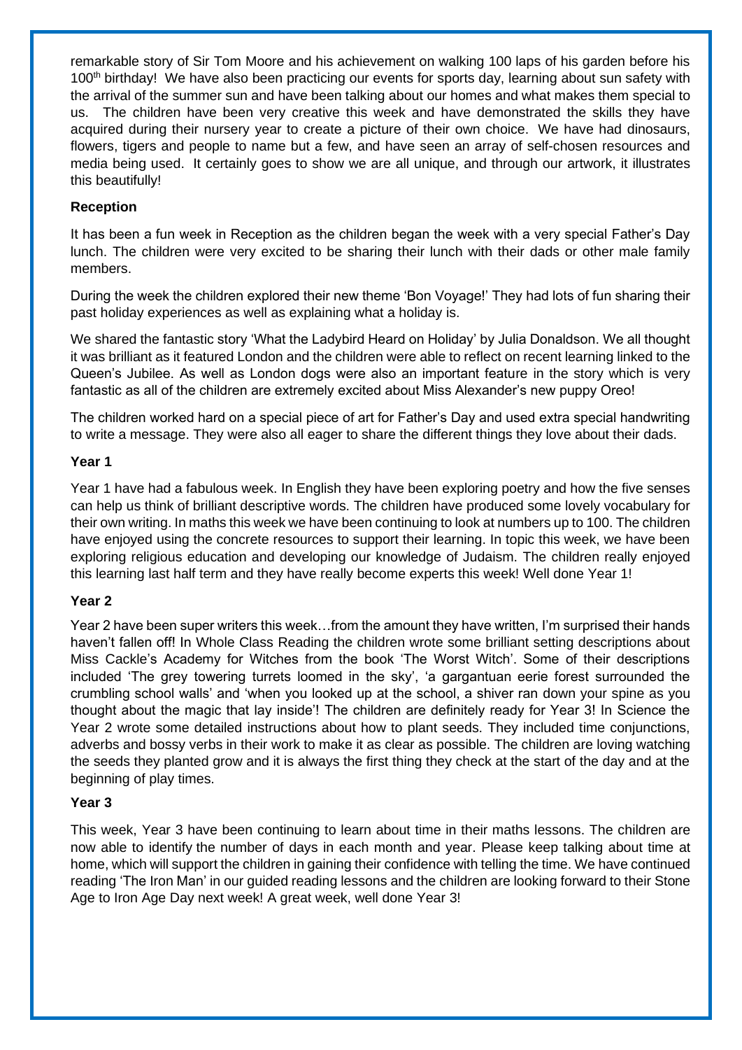remarkable story of Sir Tom Moore and his achievement on walking 100 laps of his garden before his 100th birthday! We have also been practicing our events for sports day, learning about sun safety with the arrival of the summer sun and have been talking about our homes and what makes them special to us. The children have been very creative this week and have demonstrated the skills they have acquired during their nursery year to create a picture of their own choice. We have had dinosaurs, flowers, tigers and people to name but a few, and have seen an array of self-chosen resources and media being used. It certainly goes to show we are all unique, and through our artwork, it illustrates this beautifully!

**Reception**

It has been a fun week in Reception as the children began the week with a very special Father's Day lunch. The children were very excited to be sharing their lunch with their dads or other male family members.

During the week the children explored their new theme 'Bon Voyage!' They had lots of fun sharing their past holiday experiences as well as explaining what a holiday is.

We shared the fantastic story 'What the Ladybird Heard on Holiday' by Julia Donaldson. We all thought it was brilliant as it featured London and the children were able to reflect on recent learning linked to the Queen's Jubilee. As well as London dogs were also an important feature in the story which is very fantastic as all of the children are extremely excited about Miss Alexander's new puppy Oreo!

The children worked hard on a special piece of art for Father's Day and used extra special handwriting to write a message. They were also all eager to share the different things they love about their dads.

**Year 1**

Year 1 have had a fabulous week. In English they have been exploring poetry and how the five senses can help us think of brilliant descriptive words. The children have produced some lovely vocabulary for their own writing. In maths this week we have been continuing to look at numbers up to 100. The children have enjoyed using the concrete resources to support their learning. In topic this week, we have been exploring religious education and developing our knowledge of Judaism. The children really enjoyed this learning last half term and they have really become experts this week! Well done Year 1!

**Year 2**

Year 2 have been super writers this week…from the amount they have written, I'm surprised their hands haven't fallen off! In Whole Class Reading the children wrote some brilliant setting descriptions about Miss Cackle's Academy for Witches from the book 'The Worst Witch'. Some of their descriptions included 'The grey towering turrets loomed in the sky', 'a gargantuan eerie forest surrounded the crumbling school walls' and 'when you looked up at the school, a shiver ran down your spine as you thought about the magic that lay inside'! The children are definitely ready for Year 3! In Science the Year 2 wrote some detailed instructions about how to plant seeds. They included time conjunctions, adverbs and bossy verbs in their work to make it as clear as possible. The children are loving watching the seeds they planted grow and it is always the first thing they check at the start of the day and at the beginning of play times.

**Year 3**

This week, Year 3 have been continuing to learn about time in their maths lessons. The children are now able to identify the number of days in each month and year. Please keep talking about time at home, which will support the children in gaining their confidence with telling the time. We have continued reading 'The Iron Man' in our guided reading lessons and the children are looking forward to their Stone Age to Iron Age Day next week! A great week, well done Year 3!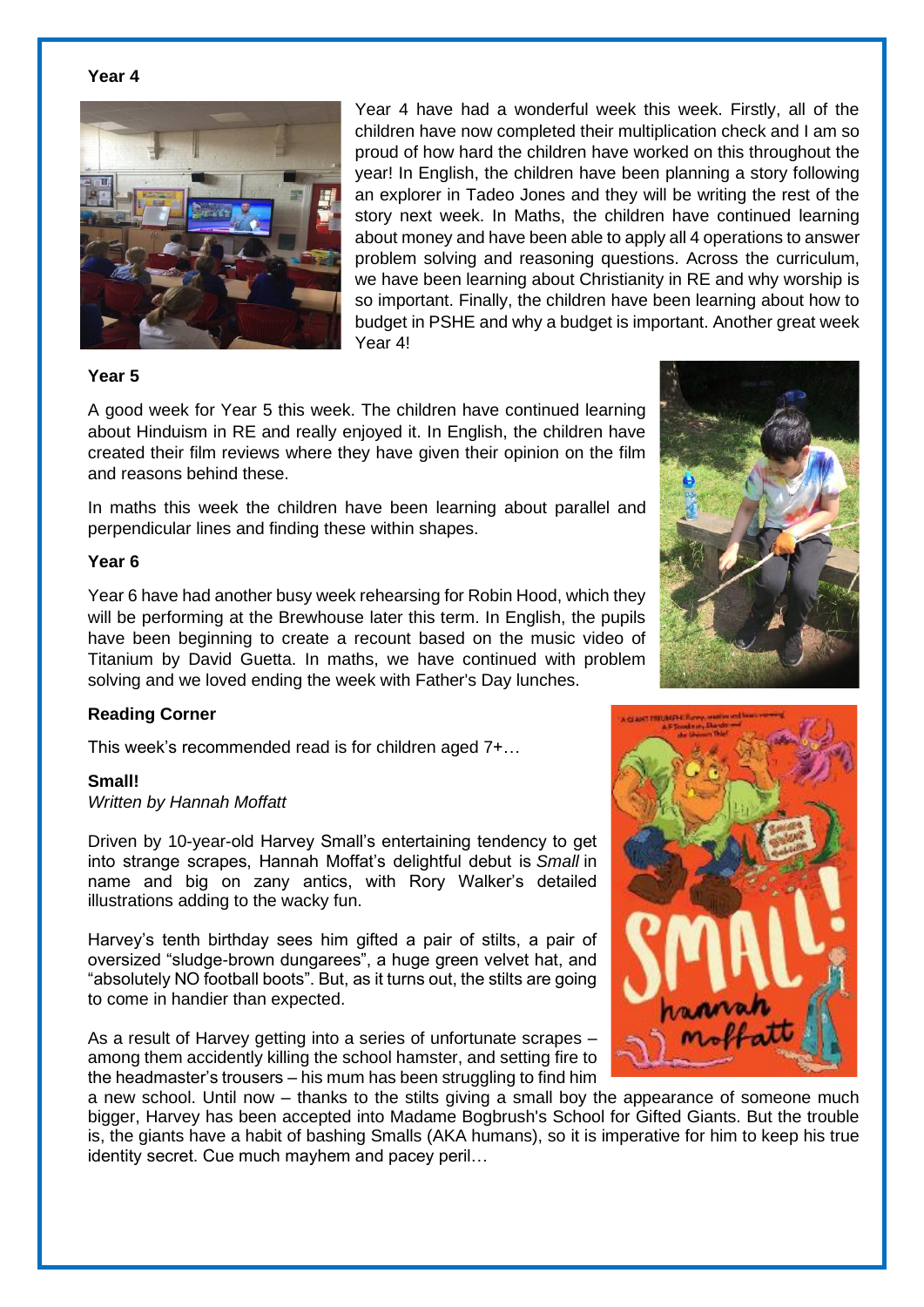## Year 4

Year 4 have had a wonderful week this week. Firstly, all of the children have now completed their multiplication check and I am so proud of how hard the children have worked on this throughout the year! In English, the children have been planning a story following an explorer in Tadeo Jones and they will be writing the rest of the story next week. In Maths, the children have continued learning about money and have been able to apply all 4 operations to answer problem solving and reasoning questions. Across the curriculum, we have been learning about Christianity in RE and why worship is so important. Finally, the children have been learning about how to budget in PSHE and why a budget is important. Another great week Year 4!

## Year 5

A good week for Year 5 this week. The children have continued learning about Hinduism in RE and really enjoyed it. In English, the children have created their film reviews where they have given their opinion on the film and reasons behind these.

In maths this week the children have been learning about parallel and perpendicular lines and finding these within shapes.

## Year 6

Year 6 have had another busy week rehearsing for Robin Hood, which they will be performing at the Brewhouse later this term. In English, the pupils have been beginning to create a recount based on the music video of Titanium by David Guetta. In maths, we have continued with problem solving and we loved ending the week with Father's Day lunches.

## Reading Corner

This week's recommended read is for children aged 7+…

**Small!**
*Written by Hannah Moffatt*

Driven by 10-year-old Harvey Small's entertaining tendency to get into strange scrapes, Hannah Moffat's delightful debut is *Small* in name and big on zany antics, with Rory Walker's detailed illustrations adding to the wacky fun.

Harvey's tenth birthday sees him gifted a pair of stilts, a pair of oversized "sludge-brown dungarees", a huge green velvet hat, and "absolutely NO football boots". But, as it turns out, the stilts are going to come in handier than expected.

As a result of Harvey getting into a series of unfortunate scrapes – among them accidently killing the school hamster, and setting fire to the headmaster's trousers – his mum has been struggling to find him a new school. Until now – thanks to the stilts giving a small boy the appearance of someone much bigger, Harvey has been accepted into Madame Bogbrush's School for Gifted Giants. But the trouble is, the giants have a habit of bashing Smalls (AKA humans), so it is imperative for him to keep his true identity secret. Cue much mayhem and pacey peril…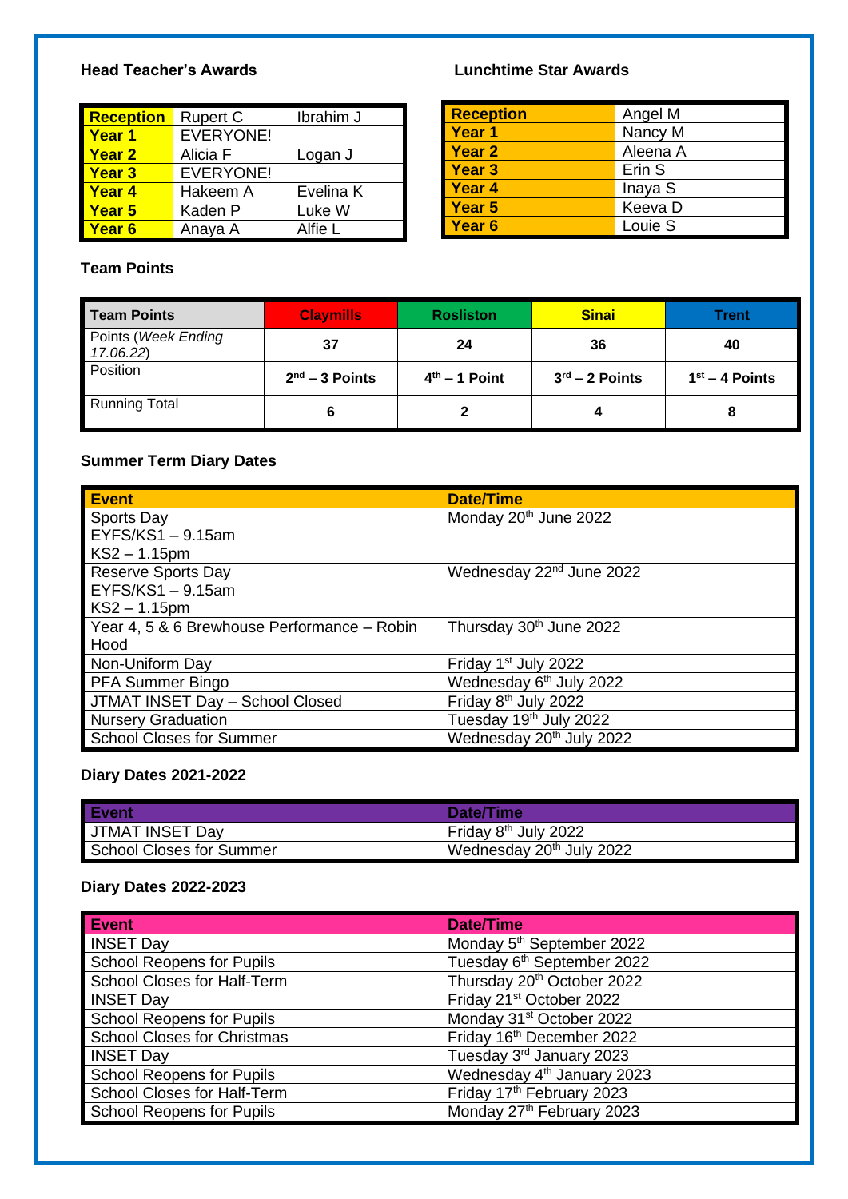### Head Teacher's Awards

| Reception | Rupert C | Ibrahim J |
|---|---|---|
| Year 1 | EVERYONE! | |
| Year 2 | Alicia F | Logan J |
| Year 3 | EVERYONE! | |
| Year 4 | Hakeem A | Evelina K |
| Year 5 | Kaden P | Luke W |
| Year 6 | Anaya A | Alfie L |

### Lunchtime Star Awards

| Reception | Angel M |
|---|---|
| Year 1 | Nancy M |
| Year 2 | Aleena A |
| Year 3 | Erin S |
| Year 4 | Inaya S |
| Year 5 | Keeva D |
| Year 6 | Louie S |

### Team Points

| Team Points | Claymills | Rosliston | Sinai | Trent |
|---|---|---|---|---|
| Points (*Week Ending 17.06.22*) | 37 | 24 | 36 | 40 |
| Position | **2nd – 3 Points** | **4th – 1 Point** | **3rd – 2 Points** | **1st – 4 Points** |
| Running Total | 6 | 2 | 4 | 8 |

### Summer Term Diary Dates

| Event | Date/Time |
|---|---|
| Sports Day<br>EYFS/KS1 – 9.15am<br>KS2 – 1.15pm | Monday 20th June 2022 |
| Reserve Sports Day<br>EYFS/KS1 – 9.15am<br>KS2 – 1.15pm | Wednesday 22nd June 2022 |
| Year 4, 5 & 6 Brewhouse Performance – Robin Hood | Thursday 30th June 2022 |
| Non-Uniform Day | Friday 1st July 2022 |
| PFA Summer Bingo | Wednesday 6th July 2022 |
| JTMAT INSET Day – School Closed | Friday 8th July 2022 |
| Nursery Graduation | Tuesday 19th July 2022 |
| School Closes for Summer | Wednesday 20th July 2022 |

### Diary Dates 2021-2022

| Event | Date/Time |
|---|---|
| JTMAT INSET Day | Friday 8th July 2022 |
| School Closes for Summer | Wednesday 20th July 2022 |

### Diary Dates 2022-2023

| Event | Date/Time |
|---|---|
| INSET Day | Monday 5th September 2022 |
| School Reopens for Pupils | Tuesday 6th September 2022 |
| School Closes for Half-Term | Thursday 20th October 2022 |
| INSET Day | Friday 21st October 2022 |
| School Reopens for Pupils | Monday 31st October 2022 |
| School Closes for Christmas | Friday 16th December 2022 |
| INSET Day | Tuesday 3rd January 2023 |
| School Reopens for Pupils | Wednesday 4th January 2023 |
| School Closes for Half-Term | Friday 17th February 2023 |
| School Reopens for Pupils | Monday 27th February 2023 |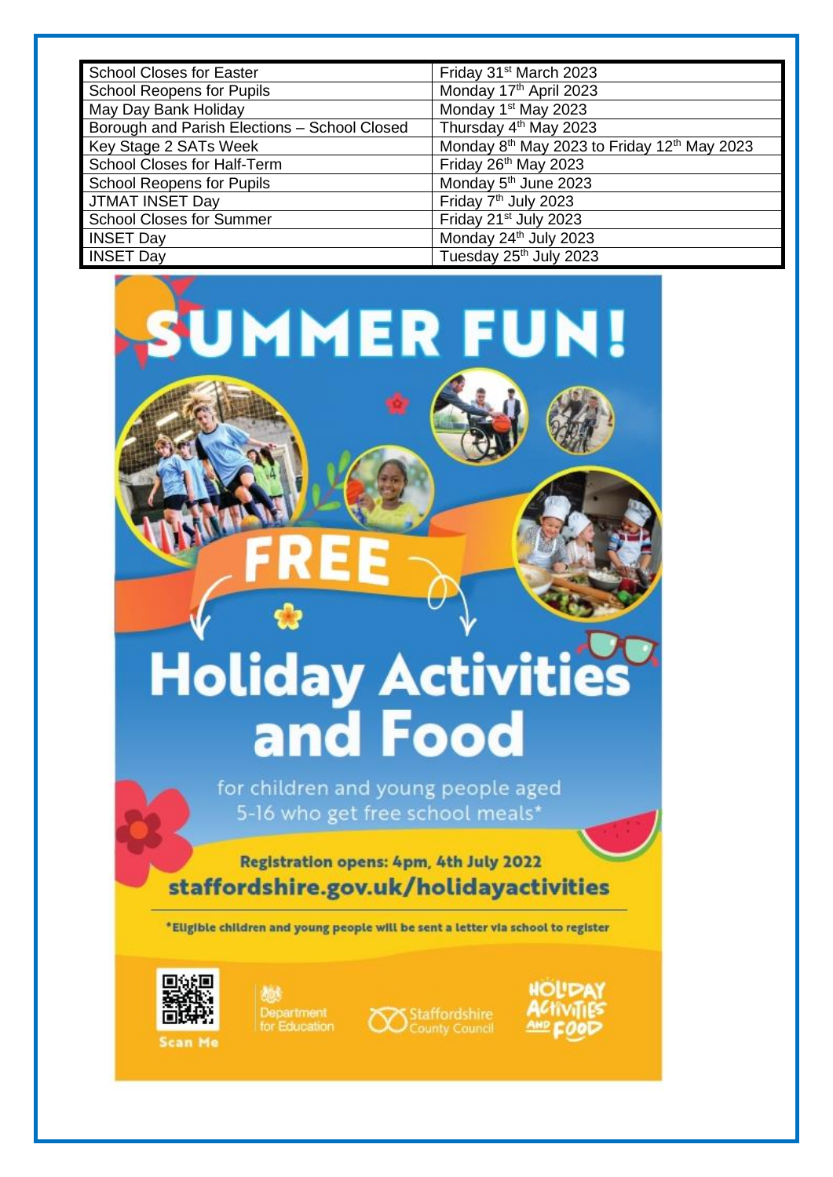| | |
|---|---|
| School Closes for Easter | Friday 31st March 2023 |
| School Reopens for Pupils | Monday 17th April 2023 |
| May Day Bank Holiday | Monday 1st May 2023 |
| Borough and Parish Elections – School Closed | Thursday 4th May 2023 |
| Key Stage 2 SATs Week | Monday 8th May 2023 to Friday 12th May 2023 |
| School Closes for Half-Term | Friday 26th May 2023 |
| School Reopens for Pupils | Monday 5th June 2023 |
| JTMAT INSET Day | Friday 7th July 2023 |
| School Closes for Summer | Friday 21st July 2023 |
| INSET Day | Monday 24th July 2023 |
| INSET Day | Tuesday 25th July 2023 |

# SUMMER FUN!

FREE

## Holiday Activities and Food

for children and young people aged 5-16 who get free school meals*

**Registration opens: 4pm, 4th July 2022**

**staffordshire.gov.uk/holidayactivities**

*Eligible children and young people will be sent a letter via school to register

Scan Me

Department for Education

Staffordshire County Council

Holiday Activities and Food